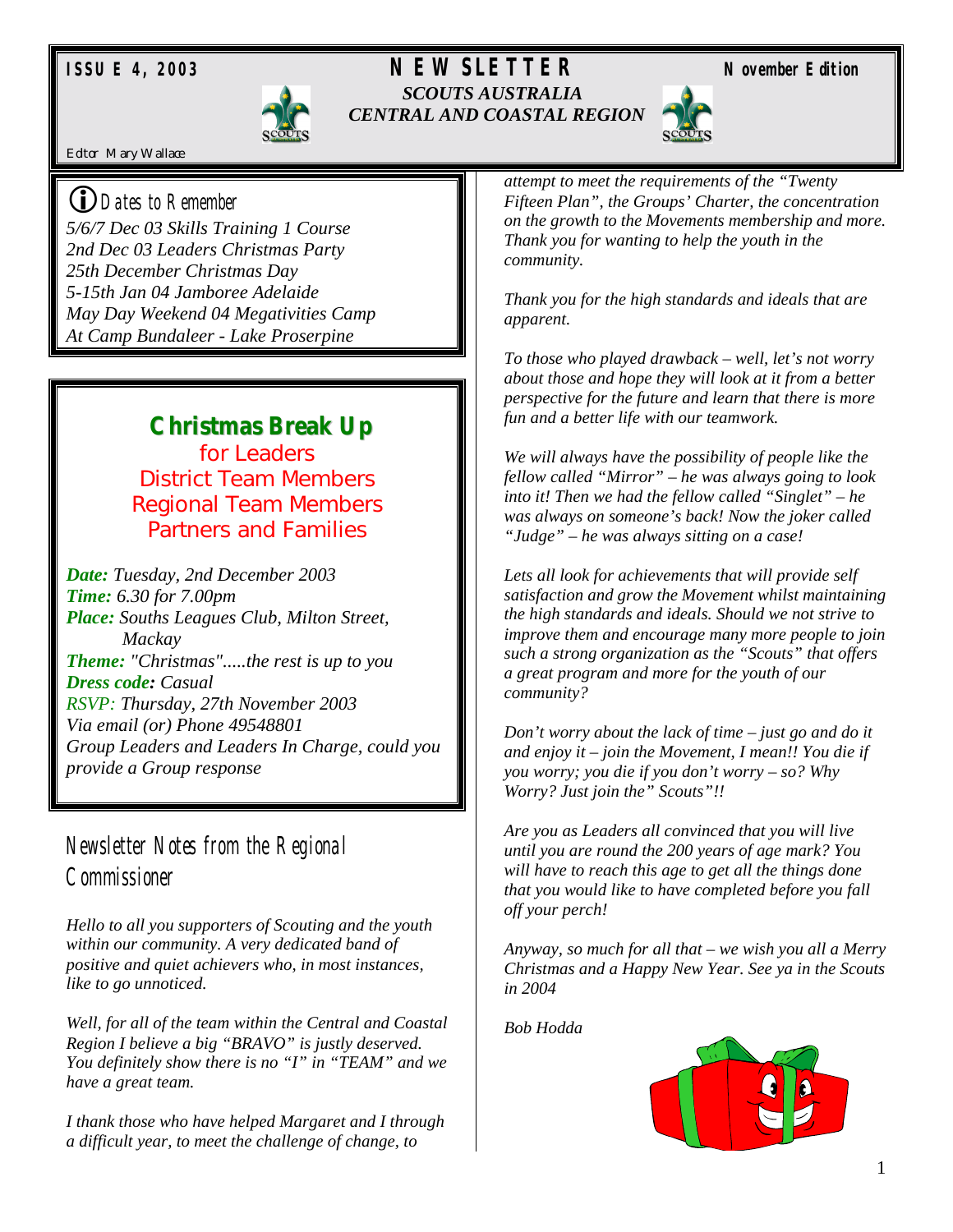**ISSUE 4, 2003** | **NEWSLETTER** | **November Edition**

# SCOUTS AUSTRALIA
# CENTRAL AND COASTAL REGION

Editor Mary Wallace

## Dates to Remember

*5/6/7 Dec 03 Skills Training 1 Course*
*2nd Dec 03 Leaders Christmas Party*
*25th December Christmas Day*
*5-15th Jan 04 Jamboree Adelaide*
*May Day Weekend 04 Megativities Camp*
*At Camp Bundaleer - Lake Proserpine*

## Christmas Break Up

for Leaders
District Team Members
Regional Team Members
Partners and Families

***Date:*** *Tuesday, 2nd December 2003*
***Time:*** *6.30 for 7.00pm*
***Place:*** *Souths Leagues Club, Milton Street, Mackay*
***Theme:*** *"Christmas".....the rest is up to you*
***Dress code:*** *Casual*
*RSVP: Thursday, 27th November 2003*
*Via email (or) Phone 49548801*
*Group Leaders and Leaders In Charge, could you provide a Group response*

## Newsletter Notes from the Regional Commissioner

*Hello to all you supporters of Scouting and the youth within our community. A very dedicated band of positive and quiet achievers who, in most instances, like to go unnoticed.*

*Well, for all of the team within the Central and Coastal Region I believe a big "BRAVO" is justly deserved. You definitely show there is no "I" in "TEAM" and we have a great team.*

*I thank those who have helped Margaret and I through a difficult year, to meet the challenge of change, to attempt to meet the requirements of the "Twenty Fifteen Plan", the Groups' Charter, the concentration on the growth to the Movements membership and more. Thank you for wanting to help the youth in the community.*

*Thank you for the high standards and ideals that are apparent.*

*To those who played drawback – well, let's not worry about those and hope they will look at it from a better perspective for the future and learn that there is more fun and a better life with our teamwork.*

*We will always have the possibility of people like the fellow called "Mirror" – he was always going to look into it! Then we had the fellow called "Singlet" – he was always on someone's back! Now the joker called "Judge" – he was always sitting on a case!*

*Lets all look for achievements that will provide self satisfaction and grow the Movement whilst maintaining the high standards and ideals. Should we not strive to improve them and encourage many more people to join such a strong organization as the "Scouts" that offers a great program and more for the youth of our community?*

*Don't worry about the lack of time – just go and do it and enjoy it – join the Movement, I mean!! You die if you worry; you die if you don't worry – so? Why Worry? Just join the" Scouts"!!*

*Are you as Leaders all convinced that you will live until you are round the 200 years of age mark? You will have to reach this age to get all the things done that you would like to have completed before you fall off your perch!*

*Anyway, so much for all that – we wish you all a Merry Christmas and a Happy New Year. See ya in the Scouts in 2004*

*Bob Hodda*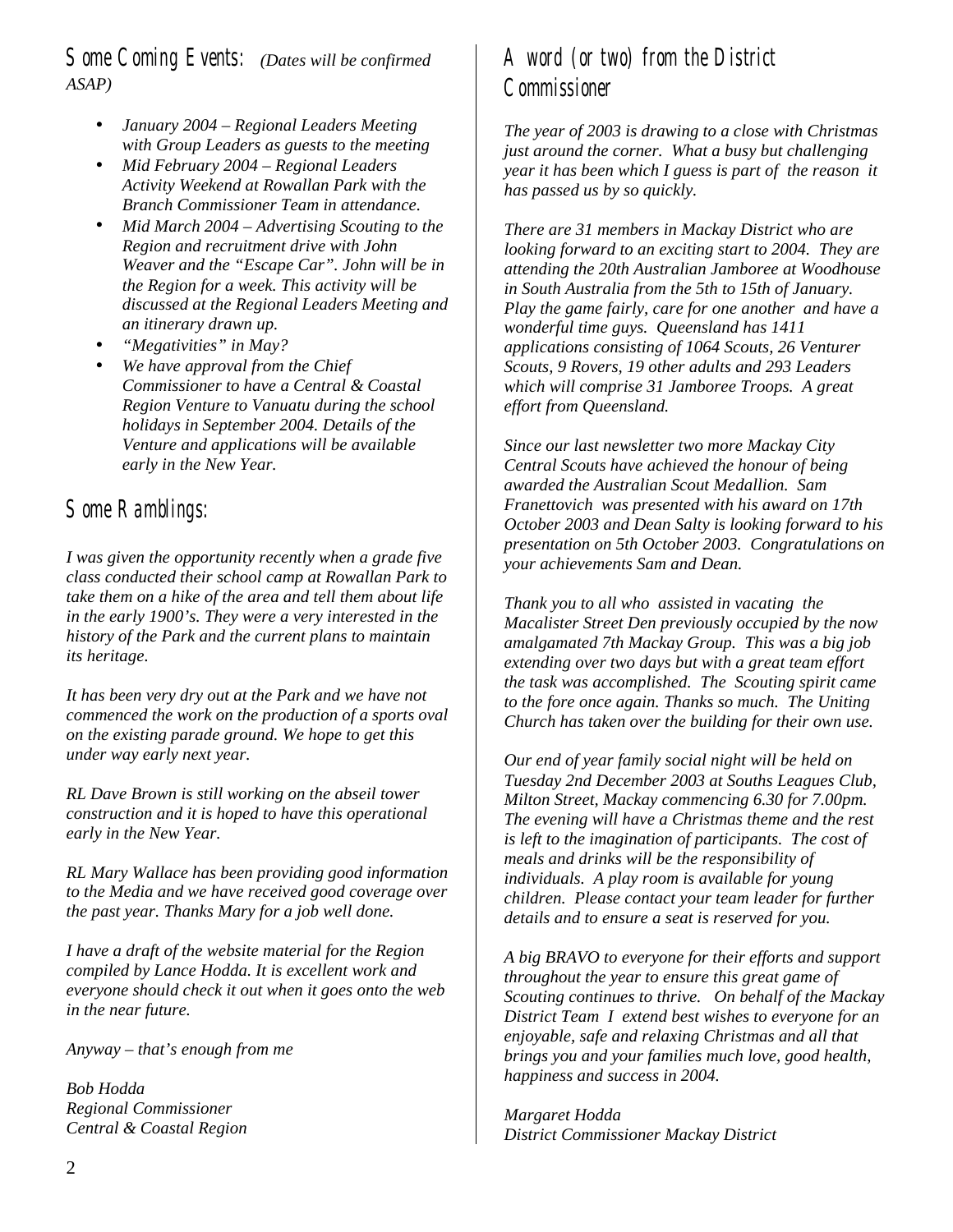## Some Coming Events: *(Dates will be confirmed ASAP)*

- *January 2004 – Regional Leaders Meeting with Group Leaders as guests to the meeting*
- *Mid February 2004 – Regional Leaders Activity Weekend at Rowallan Park with the Branch Commissioner Team in attendance.*
- *Mid March 2004 – Advertising Scouting to the Region and recruitment drive with John Weaver and the "Escape Car". John will be in the Region for a week. This activity will be discussed at the Regional Leaders Meeting and an itinerary drawn up.*
- *"Megativities" in May?*
- *We have approval from the Chief Commissioner to have a Central & Coastal Region Venture to Vanuatu during the school holidays in September 2004. Details of the Venture and applications will be available early in the New Year.*

## Some Ramblings:

*I was given the opportunity recently when a grade five class conducted their school camp at Rowallan Park to take them on a hike of the area and tell them about life in the early 1900's. They were a very interested in the history of the Park and the current plans to maintain its heritage.*

*It has been very dry out at the Park and we have not commenced the work on the production of a sports oval on the existing parade ground. We hope to get this under way early next year.*

*RL Dave Brown is still working on the abseil tower construction and it is hoped to have this operational early in the New Year.*

*RL Mary Wallace has been providing good information to the Media and we have received good coverage over the past year. Thanks Mary for a job well done.*

*I have a draft of the website material for the Region compiled by Lance Hodda. It is excellent work and everyone should check it out when it goes onto the web in the near future.*

*Anyway – that's enough from me*

*Bob Hodda*
*Regional Commissioner*
*Central & Coastal Region*

## A word (or two) from the District Commissioner

*The year of 2003 is drawing to a close with Christmas just around the corner. What a busy but challenging year it has been which I guess is part of the reason it has passed us by so quickly.*

*There are 31 members in Mackay District who are looking forward to an exciting start to 2004. They are attending the 20th Australian Jamboree at Woodhouse in South Australia from the 5th to 15th of January. Play the game fairly, care for one another and have a wonderful time guys. Queensland has 1411 applications consisting of 1064 Scouts, 26 Venturer Scouts, 9 Rovers, 19 other adults and 293 Leaders which will comprise 31 Jamboree Troops. A great effort from Queensland.*

*Since our last newsletter two more Mackay City Central Scouts have achieved the honour of being awarded the Australian Scout Medallion. Sam Franettovich was presented with his award on 17th October 2003 and Dean Salty is looking forward to his presentation on 5th October 2003. Congratulations on your achievements Sam and Dean.*

*Thank you to all who assisted in vacating the Macalister Street Den previously occupied by the now amalgamated 7th Mackay Group. This was a big job extending over two days but with a great team effort the task was accomplished. The Scouting spirit came to the fore once again. Thanks so much. The Uniting Church has taken over the building for their own use.*

*Our end of year family social night will be held on Tuesday 2nd December 2003 at Souths Leagues Club, Milton Street, Mackay commencing 6.30 for 7.00pm. The evening will have a Christmas theme and the rest is left to the imagination of participants. The cost of meals and drinks will be the responsibility of individuals. A play room is available for young children. Please contact your team leader for further details and to ensure a seat is reserved for you.*

*A big BRAVO to everyone for their efforts and support throughout the year to ensure this great game of Scouting continues to thrive. On behalf of the Mackay District Team I extend best wishes to everyone for an enjoyable, safe and relaxing Christmas and all that brings you and your families much love, good health, happiness and success in 2004.*

*Margaret Hodda*
*District Commissioner Mackay District*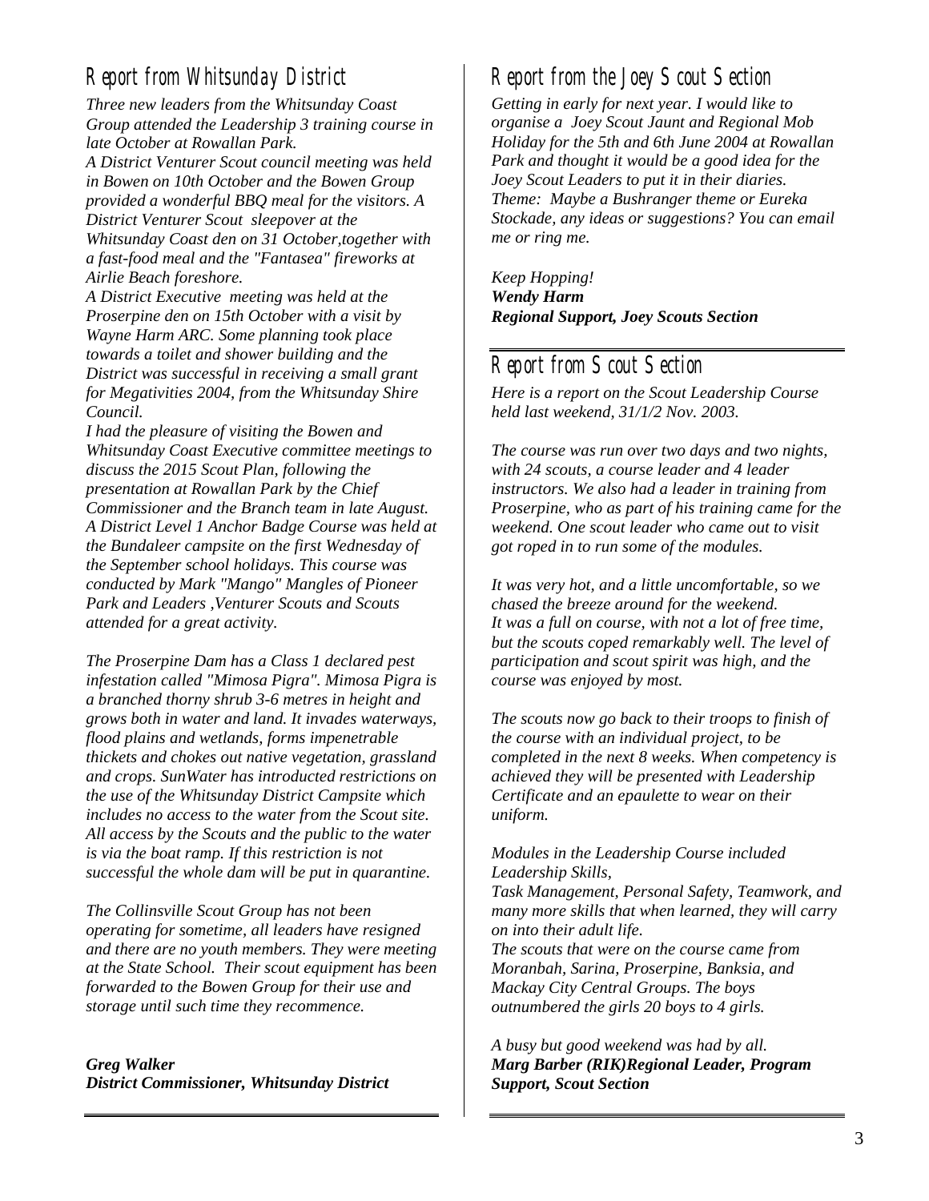## Report from Whitsunday District

*Three new leaders from the Whitsunday Coast Group attended the Leadership 3 training course in late October at Rowallan Park.*
*A District Venturer Scout council meeting was held in Bowen on 10th October and the Bowen Group provided a wonderful BBQ meal for the visitors. A District Venturer Scout sleepover at the Whitsunday Coast den on 31 October,together with a fast-food meal and the "Fantasea" fireworks at Airlie Beach foreshore.*
*A District Executive meeting was held at the Proserpine den on 15th October with a visit by Wayne Harm ARC. Some planning took place towards a toilet and shower building and the District was successful in receiving a small grant for Megativities 2004, from the Whitsunday Shire Council.*
*I had the pleasure of visiting the Bowen and Whitsunday Coast Executive committee meetings to discuss the 2015 Scout Plan, following the presentation at Rowallan Park by the Chief Commissioner and the Branch team in late August.*
*A District Level 1 Anchor Badge Course was held at the Bundaleer campsite on the first Wednesday of the September school holidays. This course was conducted by Mark "Mango" Mangles of Pioneer Park and Leaders ,Venturer Scouts and Scouts attended for a great activity.*

*The Proserpine Dam has a Class 1 declared pest infestation called "Mimosa Pigra". Mimosa Pigra is a branched thorny shrub 3-6 metres in height and grows both in water and land. It invades waterways, flood plains and wetlands, forms impenetrable thickets and chokes out native vegetation, grassland and crops. SunWater has introducted restrictions on the use of the Whitsunday District Campsite which includes no access to the water from the Scout site. All access by the Scouts and the public to the water is via the boat ramp. If this restriction is not successful the whole dam will be put in quarantine.*

*The Collinsville Scout Group has not been operating for sometime, all leaders have resigned and there are no youth members. They were meeting at the State School. Their scout equipment has been forwarded to the Bowen Group for their use and storage until such time they recommence.*

***Greg Walker***
***District Commissioner, Whitsunday District***

## Report from the Joey Scout Section

*Getting in early for next year. I would like to organise a Joey Scout Jaunt and Regional Mob Holiday for the 5th and 6th June 2004 at Rowallan Park and thought it would be a good idea for the Joey Scout Leaders to put it in their diaries. Theme: Maybe a Bushranger theme or Eureka Stockade, any ideas or suggestions? You can email me or ring me.*

*Keep Hopping!*
***Wendy Harm***
***Regional Support, Joey Scouts Section***

## Report from Scout Section

*Here is a report on the Scout Leadership Course held last weekend, 31/1/2 Nov. 2003.*

*The course was run over two days and two nights, with 24 scouts, a course leader and 4 leader instructors. We also had a leader in training from Proserpine, who as part of his training came for the weekend. One scout leader who came out to visit got roped in to run some of the modules.*

*It was very hot, and a little uncomfortable, so we chased the breeze around for the weekend.*
*It was a full on course, with not a lot of free time, but the scouts coped remarkably well. The level of participation and scout spirit was high, and the course was enjoyed by most.*

*The scouts now go back to their troops to finish of the course with an individual project, to be completed in the next 8 weeks. When competency is achieved they will be presented with Leadership Certificate and an epaulette to wear on their uniform.*

*Modules in the Leadership Course included Leadership Skills,*
*Task Management, Personal Safety, Teamwork, and many more skills that when learned, they will carry on into their adult life.*
*The scouts that were on the course came from Moranbah, Sarina, Proserpine, Banksia, and Mackay City Central Groups. The boys outnumbered the girls 20 boys to 4 girls.*

*A busy but good weekend was had by all.*
***Marg Barber (RIK)Regional Leader, Program Support, Scout Section***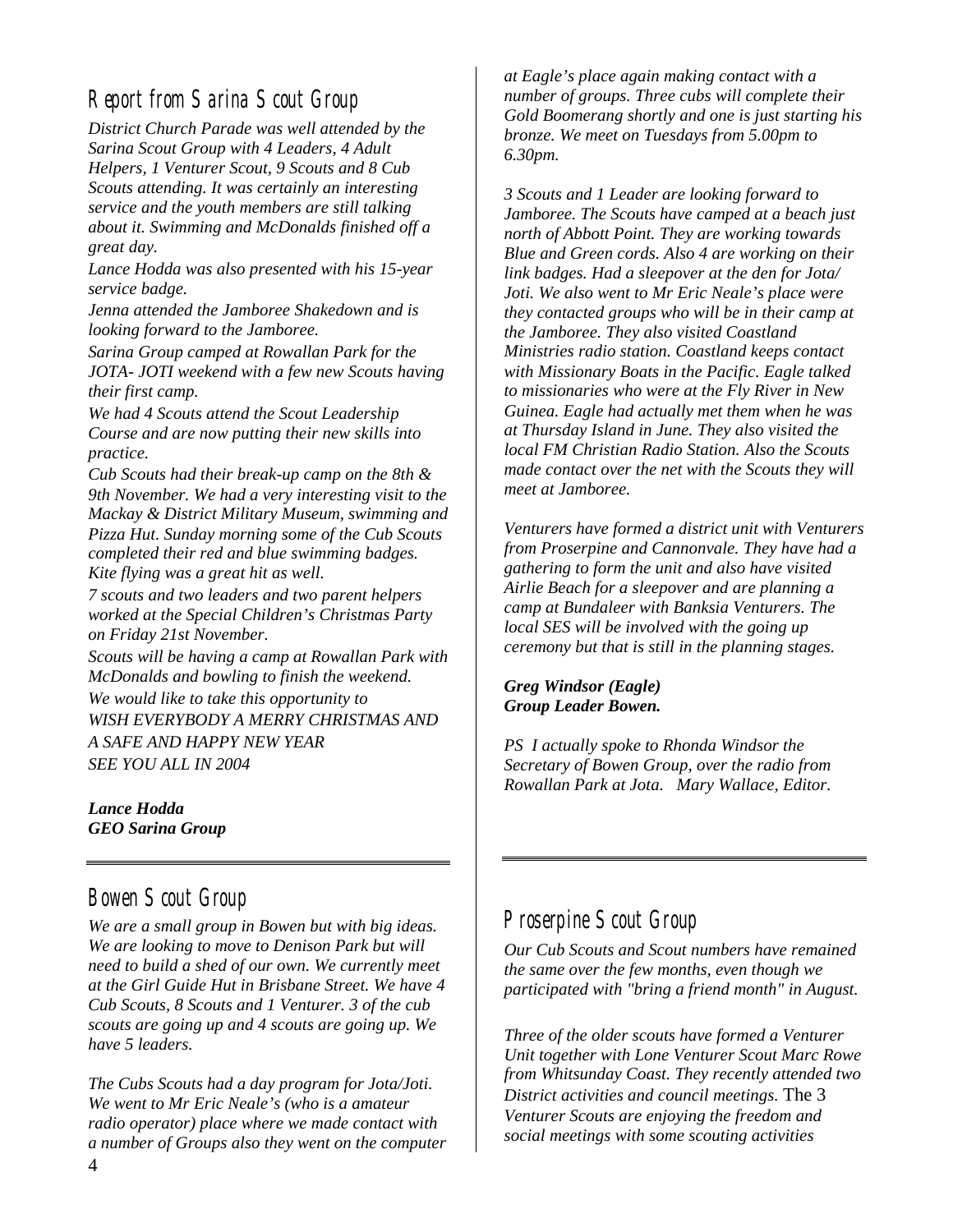## Report from Sarina Scout Group

*District Church Parade was well attended by the Sarina Scout Group with 4 Leaders, 4 Adult Helpers, 1 Venturer Scout, 9 Scouts and 8 Cub Scouts attending. It was certainly an interesting service and the youth members are still talking about it. Swimming and McDonalds finished off a great day.*

*Lance Hodda was also presented with his 15-year service badge.*

*Jenna attended the Jamboree Shakedown and is looking forward to the Jamboree.*

*Sarina Group camped at Rowallan Park for the JOTA- JOTI weekend with a few new Scouts having their first camp.*

*We had 4 Scouts attend the Scout Leadership Course and are now putting their new skills into practice.*

*Cub Scouts had their break-up camp on the 8th & 9th November. We had a very interesting visit to the Mackay & District Military Museum, swimming and Pizza Hut. Sunday morning some of the Cub Scouts completed their red and blue swimming badges. Kite flying was a great hit as well.*

*7 scouts and two leaders and two parent helpers worked at the Special Children's Christmas Party on Friday 21st November.*

*Scouts will be having a camp at Rowallan Park with McDonalds and bowling to finish the weekend.*

*We would like to take this opportunity to*
*WISH EVERYBODY A MERRY CHRISTMAS AND A SAFE AND HAPPY NEW YEAR*
*SEE YOU ALL IN 2004*

***Lance Hodda***
***GEO Sarina Group***

---

## Bowen Scout Group

*We are a small group in Bowen but with big ideas. We are looking to move to Denison Park but will need to build a shed of our own. We currently meet at the Girl Guide Hut in Brisbane Street. We have 4 Cub Scouts, 8 Scouts and 1 Venturer. 3 of the cub scouts are going up and 4 scouts are going up. We have 5 leaders.*

*The Cubs Scouts had a day program for Jota/Joti. We went to Mr Eric Neale's (who is a amateur radio operator) place where we made contact with a number of Groups also they went on the computer at Eagle's place again making contact with a number of groups. Three cubs will complete their Gold Boomerang shortly and one is just starting his bronze. We meet on Tuesdays from 5.00pm to 6.30pm.*

*3 Scouts and 1 Leader are looking forward to Jamboree. The Scouts have camped at a beach just north of Abbott Point. They are working towards Blue and Green cords. Also 4 are working on their link badges. Had a sleepover at the den for Jota/ Joti. We also went to Mr Eric Neale's place were they contacted groups who will be in their camp at the Jamboree. They also visited Coastland Ministries radio station. Coastland keeps contact with Missionary Boats in the Pacific. Eagle talked to missionaries who were at the Fly River in New Guinea. Eagle had actually met them when he was at Thursday Island in June. They also visited the local FM Christian Radio Station. Also the Scouts made contact over the net with the Scouts they will meet at Jamboree.*

*Venturers have formed a district unit with Venturers from Proserpine and Cannonvale. They have had a gathering to form the unit and also have visited Airlie Beach for a sleepover and are planning a camp at Bundaleer with Banksia Venturers. The local SES will be involved with the going up ceremony but that is still in the planning stages.*

***Greg Windsor (Eagle)***
***Group Leader Bowen.***

*PS I actually spoke to Rhonda Windsor the Secretary of Bowen Group, over the radio from Rowallan Park at Jota. Mary Wallace, Editor.*

---

## Proserpine Scout Group

*Our Cub Scouts and Scout numbers have remained the same over the few months, even though we participated with "bring a friend month" in August.*

*Three of the older scouts have formed a Venturer Unit together with Lone Venturer Scout Marc Rowe from Whitsunday Coast. They recently attended two District activities and council meetings.* The 3 *Venturer Scouts are enjoying the freedom and social meetings with some scouting activities*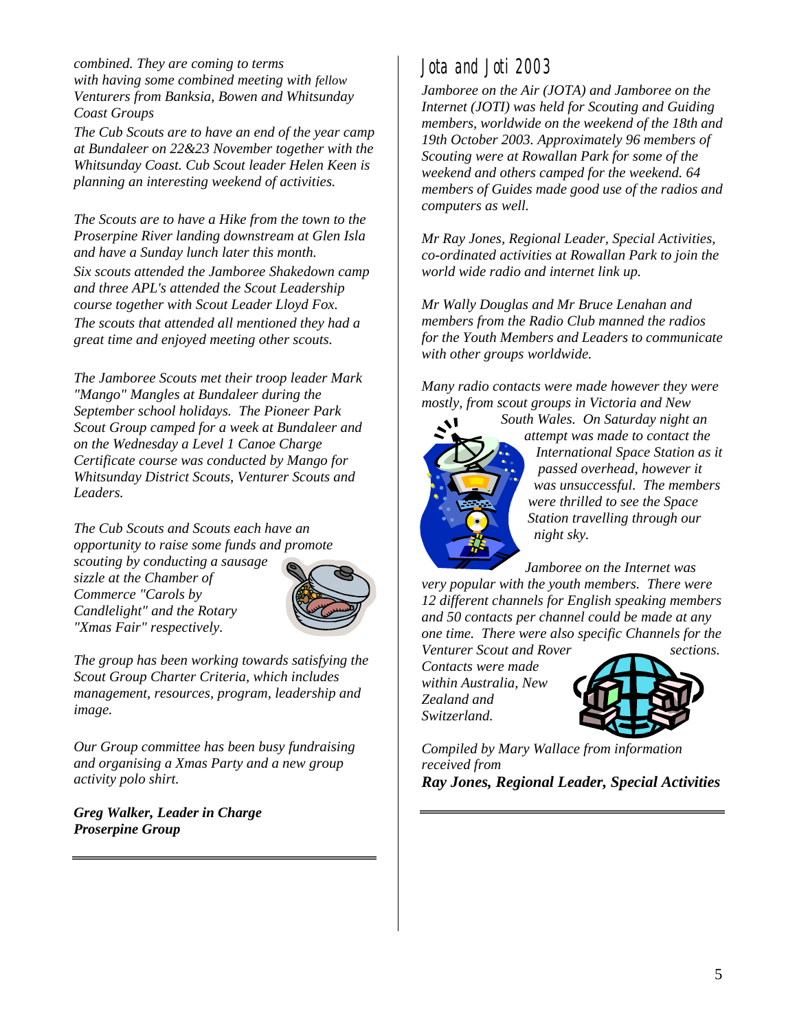*combined. They are coming to terms with having some combined meeting with fellow Venturers from Banksia, Bowen and Whitsunday Coast Groups*

*The Cub Scouts are to have an end of the year camp at Bundaleer on 22&23 November together with the Whitsunday Coast. Cub Scout leader Helen Keen is planning an interesting weekend of activities.*

*The Scouts are to have a Hike from the town to the Proserpine River landing downstream at Glen Isla and have a Sunday lunch later this month.*

*Six scouts attended the Jamboree Shakedown camp and three APL's attended the Scout Leadership course together with Scout Leader Lloyd Fox.*

*The scouts that attended all mentioned they had a great time and enjoyed meeting other scouts.*

*The Jamboree Scouts met their troop leader Mark "Mango" Mangles at Bundaleer during the September school holidays. The Pioneer Park Scout Group camped for a week at Bundaleer and on the Wednesday a Level 1 Canoe Charge Certificate course was conducted by Mango for Whitsunday District Scouts, Venturer Scouts and Leaders.*

*The Cub Scouts and Scouts each have an opportunity to raise some funds and promote scouting by conducting a sausage sizzle at the Chamber of Commerce "Carols by Candlelight" and the Rotary "Xmas Fair" respectively.*

*The group has been working towards satisfying the Scout Group Charter Criteria, which includes management, resources, program, leadership and image.*

*Our Group committee has been busy fundraising and organising a Xmas Party and a new group activity polo shirt.*

***Greg Walker, Leader in Charge***
***Proserpine Group***

---

# Jota and Joti 2003

*Jamboree on the Air (JOTA) and Jamboree on the Internet (JOTI) was held for Scouting and Guiding members, worldwide on the weekend of the 18th and 19th October 2003. Approximately 96 members of Scouting were at Rowallan Park for some of the weekend and others camped for the weekend. 64 members of Guides made good use of the radios and computers as well.*

*Mr Ray Jones, Regional Leader, Special Activities, co-ordinated activities at Rowallan Park to join the world wide radio and internet link up.*

*Mr Wally Douglas and Mr Bruce Lenahan and members from the Radio Club manned the radios for the Youth Members and Leaders to communicate with other groups worldwide.*

*Many radio contacts were made however they were mostly, from scout groups in Victoria and New South Wales. On Saturday night an attempt was made to contact the International Space Station as it passed overhead, however it was unsuccessful. The members were thrilled to see the Space Station travelling through our night sky.*

*Jamboree on the Internet was very popular with the youth members. There were 12 different channels for English speaking members and 50 contacts per channel could be made at any one time. There were also specific Channels for the Venturer Scout and Rover sections. Contacts were made within Australia, New Zealand and Switzerland.*

*Compiled by Mary Wallace from information received from*
***Ray Jones, Regional Leader, Special Activities***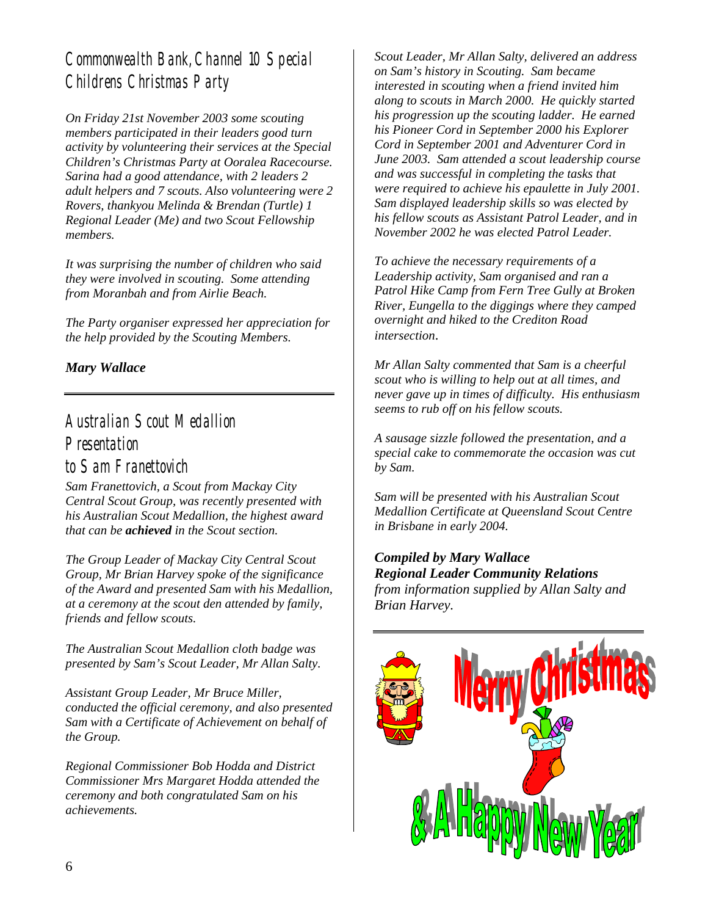## Commonwealth Bank, Channel 10 Special Childrens Christmas Party

*On Friday 21st November 2003 some scouting members participated in their leaders good turn activity by volunteering their services at the Special Children's Christmas Party at Ooralea Racecourse. Sarina had a good attendance, with 2 leaders 2 adult helpers and 7 scouts. Also volunteering were 2 Rovers, thankyou Melinda & Brendan (Turtle) 1 Regional Leader (Me) and two Scout Fellowship members.*

*It was surprising the number of children who said they were involved in scouting. Some attending from Moranbah and from Airlie Beach.*

*The Party organiser expressed her appreciation for the help provided by the Scouting Members.*

***Mary Wallace***

---

## Australian Scout Medallion Presentation to Sam Franettovich

*Sam Franettovich, a Scout from Mackay City Central Scout Group, was recently presented with his Australian Scout Medallion, the highest award that can be **achieved** in the Scout section.*

*The Group Leader of Mackay City Central Scout Group, Mr Brian Harvey spoke of the significance of the Award and presented Sam with his Medallion, at a ceremony at the scout den attended by family, friends and fellow scouts.*

*The Australian Scout Medallion cloth badge was presented by Sam's Scout Leader, Mr Allan Salty.*

*Assistant Group Leader, Mr Bruce Miller, conducted the official ceremony, and also presented Sam with a Certificate of Achievement on behalf of the Group.*

*Regional Commissioner Bob Hodda and District Commissioner Mrs Margaret Hodda attended the ceremony and both congratulated Sam on his achievements.*

*Scout Leader, Mr Allan Salty, delivered an address on Sam's history in Scouting. Sam became interested in scouting when a friend invited him along to scouts in March 2000. He quickly started his progression up the scouting ladder. He earned his Pioneer Cord in September 2000 his Explorer Cord in September 2001 and Adventurer Cord in June 2003. Sam attended a scout leadership course and was successful in completing the tasks that were required to achieve his epaulette in July 2001. Sam displayed leadership skills so was elected by his fellow scouts as Assistant Patrol Leader, and in November 2002 he was elected Patrol Leader.*

*To achieve the necessary requirements of a Leadership activity, Sam organised and ran a Patrol Hike Camp from Fern Tree Gully at Broken River, Eungella to the diggings where they camped overnight and hiked to the Crediton Road intersection.*

*Mr Allan Salty commented that Sam is a cheerful scout who is willing to help out at all times, and never gave up in times of difficulty. His enthusiasm seems to rub off on his fellow scouts.*

*A sausage sizzle followed the presentation, and a special cake to commemorate the occasion was cut by Sam.*

*Sam will be presented with his Australian Scout Medallion Certificate at Queensland Scout Centre in Brisbane in early 2004.*

***Compiled by Mary Wallace***
***Regional Leader Community Relations***
*from information supplied by Allan Salty and Brian Harvey.*

---

Merry Christmas

& A Happy New Year